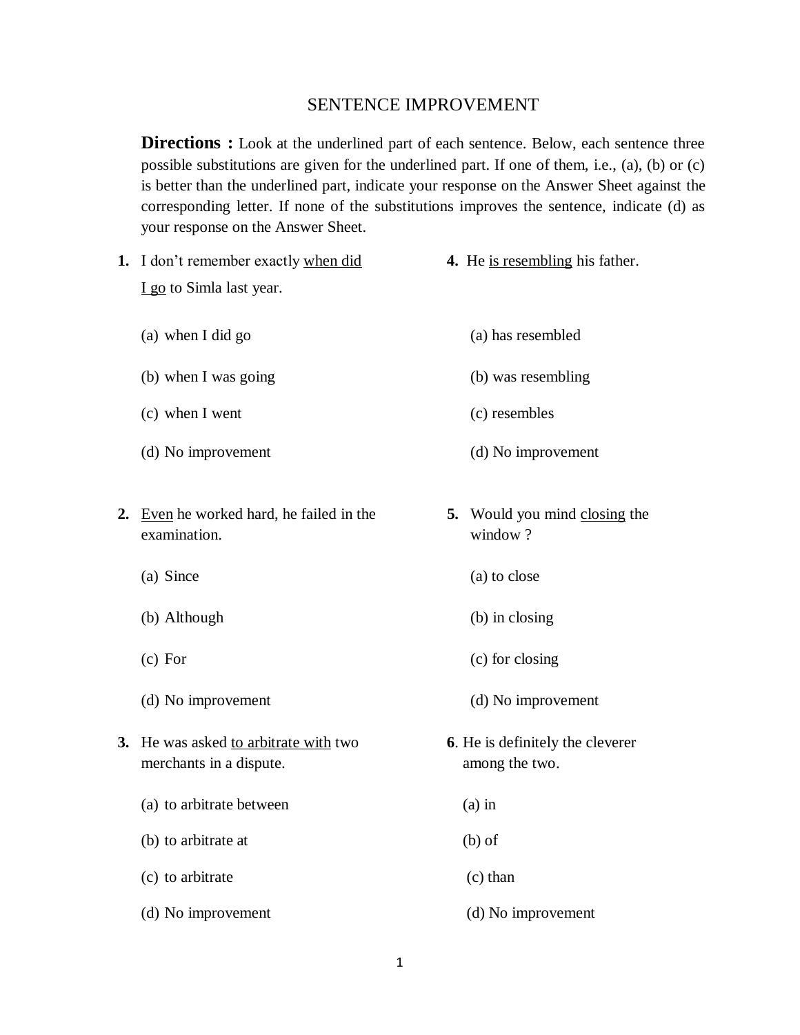# SENTENCE IMPROVEMENT

**Directions :** Look at the underlined part of each sentence. Below, each sentence three possible substitutions are given for the underlined part. If one of them, i.e., (a), (b) or (c) is better than the underlined part, indicate your response on the Answer Sheet against the corresponding letter. If none of the substitutions improves the sentence, indicate (d) as your response on the Answer Sheet.

**1.** I don't remember exactly <u>when did I go</u> to Simla last year.

(a) when I did go

(b) when I was going

(c) when I went

(d) No improvement

**2.** <u>Even</u> he worked hard, he failed in the examination.

(a) Since

(b) Although

(c) For

(d) No improvement

**3.** He was asked <u>to arbitrate with</u> two merchants in a dispute.

(a) to arbitrate between

(b) to arbitrate at

(c) to arbitrate

(d) No improvement

**4.** He <u>is resembling</u> his father.

(a) has resembled

(b) was resembling

(c) resembles

(d) No improvement

**5.** Would you mind <u>closing</u> the window ?

(a) to close

(b) in closing

(c) for closing

(d) No improvement

**6**. He is definitely the cleverer among the two.

(a) in

(b) of

(c) than

(d) No improvement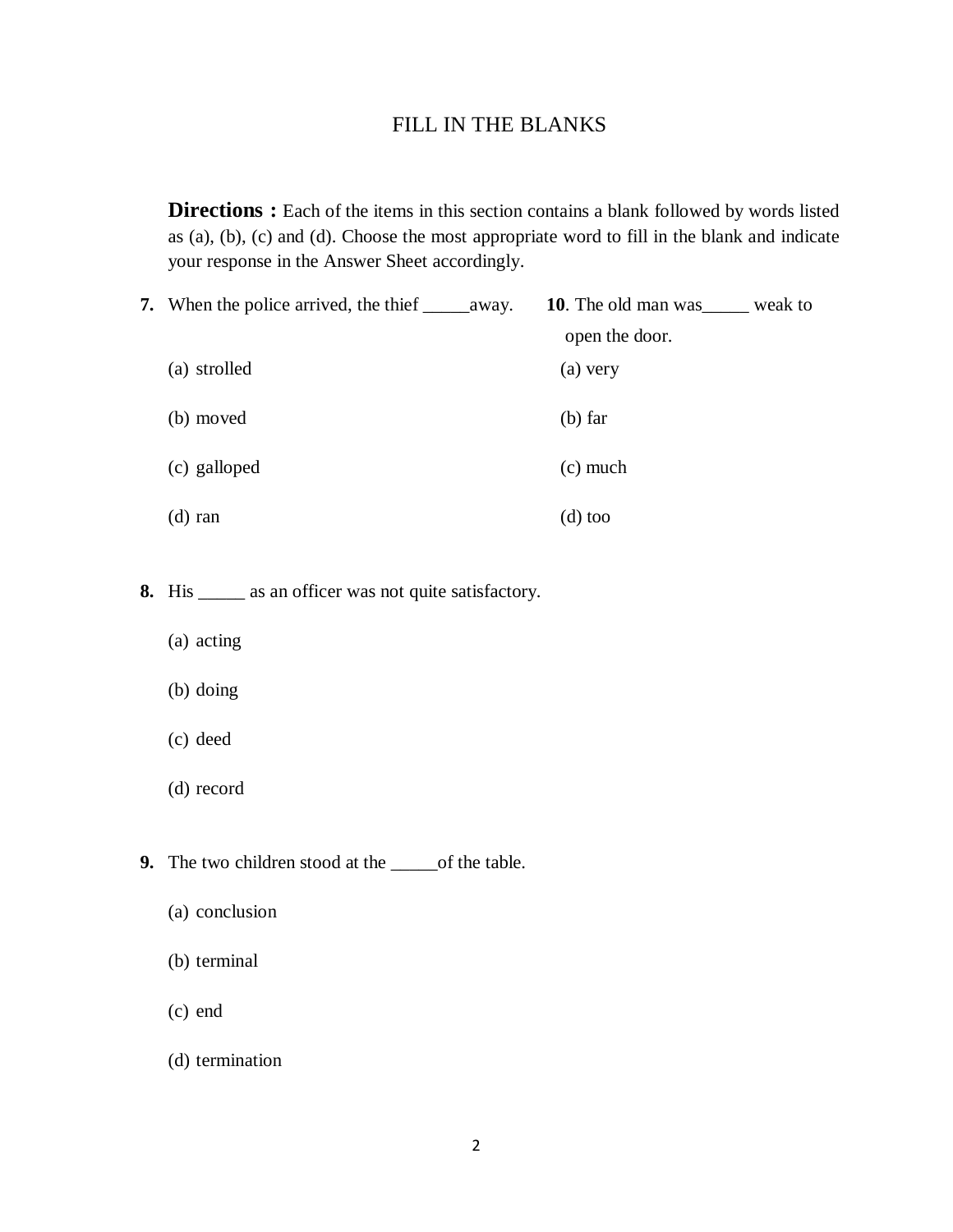# FILL IN THE BLANKS

**Directions :** Each of the items in this section contains a blank followed by words listed as (a), (b), (c) and (d). Choose the most appropriate word to fill in the blank and indicate your response in the Answer Sheet accordingly.

**7.** When the police arrived, the thief _____away.

(a) strolled

(b) moved

(c) galloped

(d) ran

**8.** His _____ as an officer was not quite satisfactory.

(a) acting

(b) doing

(c) deed

(d) record

**9.** The two children stood at the _____of the table.

(a) conclusion

(b) terminal

(c) end

(d) termination

**10**. The old man was_____ weak to open the door.

(a) very

(b) far

(c) much

(d) too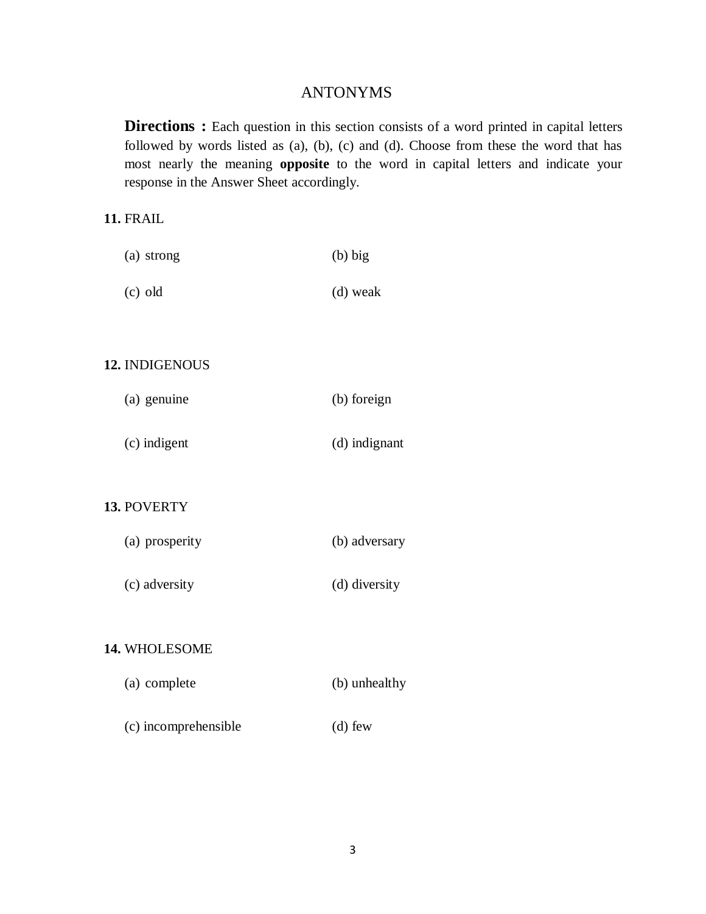## ANTONYMS

**Directions :** Each question in this section consists of a word printed in capital letters followed by words listed as (a), (b), (c) and (d). Choose from these the word that has most nearly the meaning **opposite** to the word in capital letters and indicate your response in the Answer Sheet accordingly.

**11.** FRAIL

(a) strong (b) big

(c) old (d) weak

**12.** INDIGENOUS

(a) genuine (b) foreign

(c) indigent (d) indignant

**13.** POVERTY

(a) prosperity (b) adversary

(c) adversity (d) diversity

**14.** WHOLESOME

(a) complete (b) unhealthy

(c) incomprehensible (d) few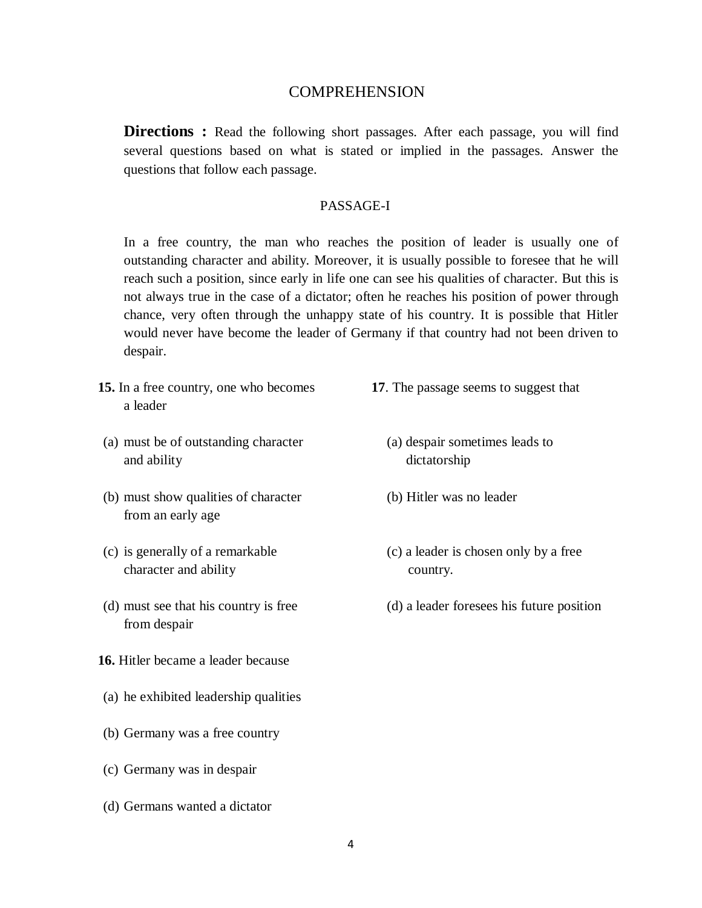## COMPREHENSION

**Directions :** Read the following short passages. After each passage, you will find several questions based on what is stated or implied in the passages. Answer the questions that follow each passage.

### PASSAGE-I

In a free country, the man who reaches the position of leader is usually one of outstanding character and ability. Moreover, it is usually possible to foresee that he will reach such a position, since early in life one can see his qualities of character. But this is not always true in the case of a dictator; often he reaches his position of power through chance, very often through the unhappy state of his country. It is possible that Hitler would never have become the leader of Germany if that country had not been driven to despair.

**15.** In a free country, one who becomes a leader

(a) must be of outstanding character and ability

(b) must show qualities of character from an early age

(c) is generally of a remarkable character and ability

(d) must see that his country is free from despair

**16.** Hitler became a leader because

(a) he exhibited leadership qualities

(b) Germany was a free country

(c) Germany was in despair

(d) Germans wanted a dictator

**17**. The passage seems to suggest that

(a) despair sometimes leads to dictatorship

(b) Hitler was no leader

(c) a leader is chosen only by a free country.

(d) a leader foresees his future position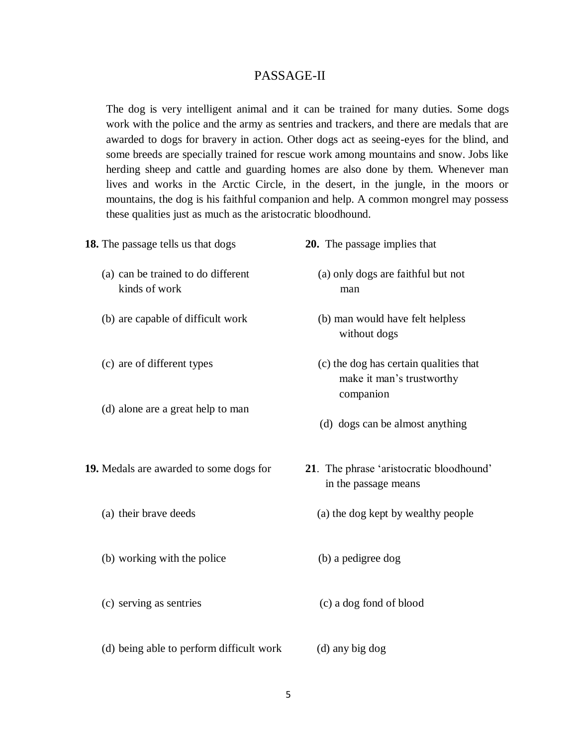## PASSAGE-II

The dog is very intelligent animal and it can be trained for many duties. Some dogs work with the police and the army as sentries and trackers, and there are medals that are awarded to dogs for bravery in action. Other dogs act as seeing-eyes for the blind, and some breeds are specially trained for rescue work among mountains and snow. Jobs like herding sheep and cattle and guarding homes are also done by them. Whenever man lives and works in the Arctic Circle, in the desert, in the jungle, in the moors or mountains, the dog is his faithful companion and help. A common mongrel may possess these qualities just as much as the aristocratic bloodhound.

**18.** The passage tells us that dogs

(a) can be trained to do different kinds of work

(b) are capable of difficult work

(c) are of different types

(d) alone are a great help to man

**19.** Medals are awarded to some dogs for

(a) their brave deeds

(b) working with the police

(c) serving as sentries

(d) being able to perform difficult work

**20.** The passage implies that

(a) only dogs are faithful but not man

(b) man would have felt helpless without dogs

(c) the dog has certain qualities that make it man's trustworthy companion

(d) dogs can be almost anything

**21**. The phrase 'aristocratic bloodhound' in the passage means

(a) the dog kept by wealthy people

(b) a pedigree dog

(c) a dog fond of blood

(d) any big dog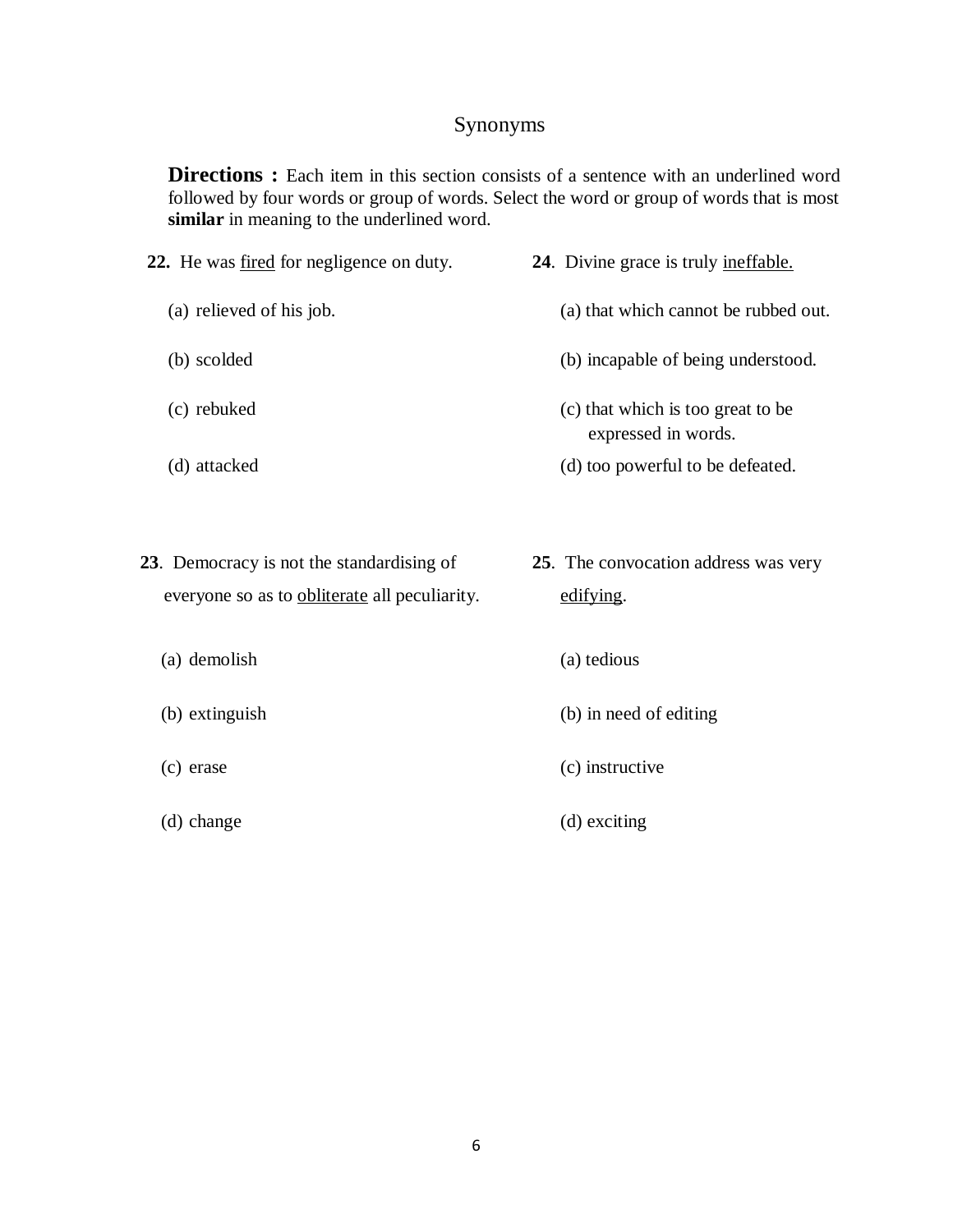## Synonyms

**Directions :** Each item in this section consists of a sentence with an underlined word followed by four words or group of words. Select the word or group of words that is most **similar** in meaning to the underlined word.

**22.** He was <u>fired</u> for negligence on duty.

(a) relieved of his job.

(b) scolded

(c) rebuked

(d) attacked

**23**. Democracy is not the standardising of everyone so as to <u>obliterate</u> all peculiarity.

(a) demolish

(b) extinguish

(c) erase

(d) change

**24**. Divine grace is truly <u>ineffable.</u>

(a) that which cannot be rubbed out.

(b) incapable of being understood.

(c) that which is too great to be expressed in words.

(d) too powerful to be defeated.

**25**. The convocation address was very <u>edifying</u>.

(a) tedious

(b) in need of editing

(c) instructive

(d) exciting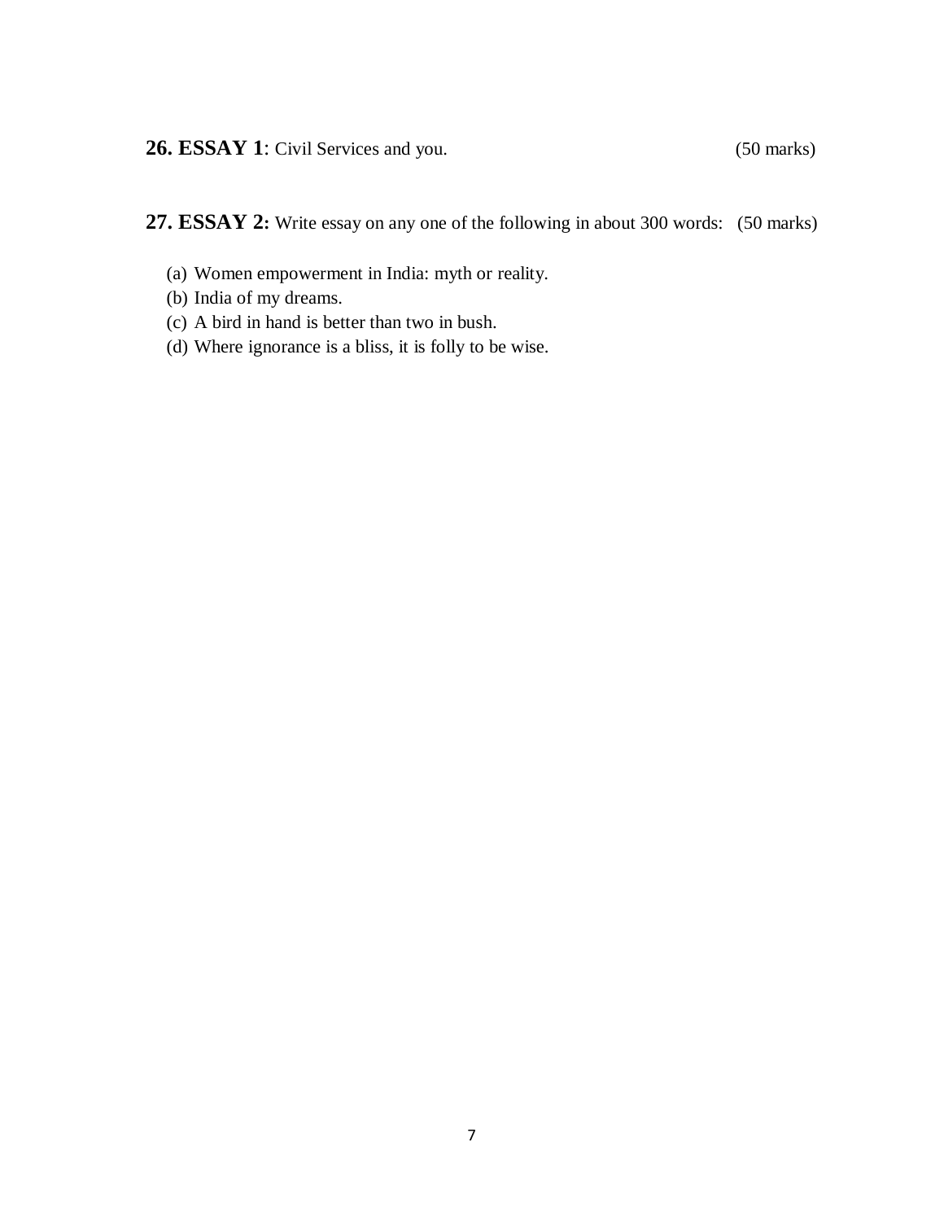**26. ESSAY 1**: Civil Services and you. (50 marks)

**27. ESSAY 2:** Write essay on any one of the following in about 300 words: (50 marks)

(a) Women empowerment in India: myth or reality.
(b) India of my dreams.
(c) A bird in hand is better than two in bush.
(d) Where ignorance is a bliss, it is folly to be wise.